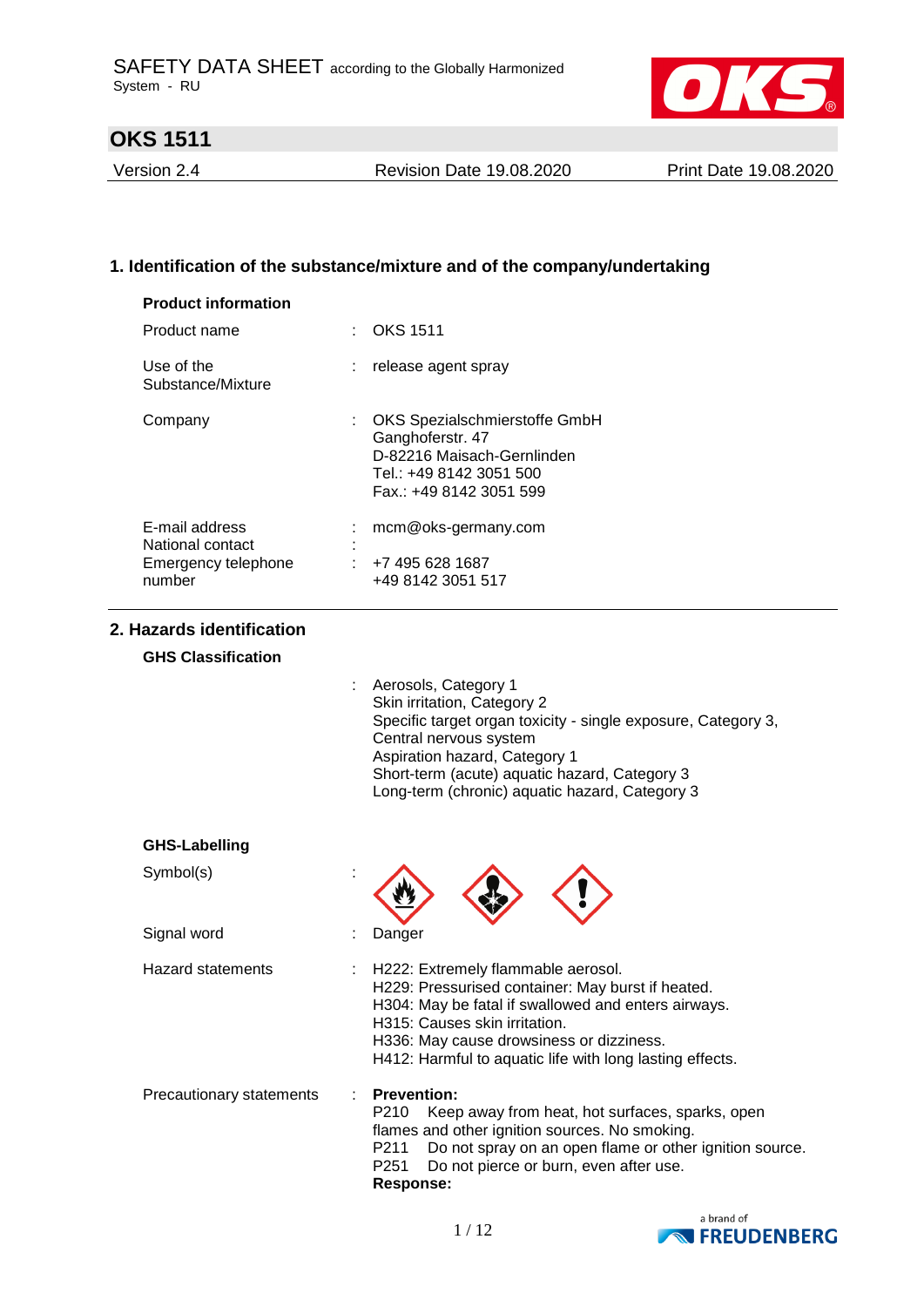SAFETY DATA SHEET according to the Globally Harmonized System - RU

# OKS 1511

| Version 2.4 | Revision Date 19.08.2020 | Print Date 19.08.2020 |
|---|---|---|

## 1. Identification of the substance/mixture and of the company/undertaking

**Product information**

| | | |
|---|---|---|
| Product name | : | OKS 1511 |
| Use of the Substance/Mixture | : | release agent spray |
| Company | : | OKS Spezialschmierstoffe GmbH<br>Ganghoferstr. 47<br>D-82216 Maisach-Gernlinden<br>Tel.: +49 8142 3051 500<br>Fax.: +49 8142 3051 599 |
| E-mail address | : | mcm@oks-germany.com |
| National contact | : | |
| Emergency telephone number | : | +7 495 628 1687<br>+49 8142 3051 517 |

## 2. Hazards identification

**GHS Classification**

: Aerosols, Category 1
Skin irritation, Category 2
Specific target organ toxicity - single exposure, Category 3, Central nervous system
Aspiration hazard, Category 1
Short-term (acute) aquatic hazard, Category 3
Long-term (chronic) aquatic hazard, Category 3

**GHS-Labelling**

| | | |
|---|---|---|
| Symbol(s) | : | |
| Signal word | : | Danger |
| Hazard statements | : | H222: Extremely flammable aerosol.<br>H229: Pressurised container: May burst if heated.<br>H304: May be fatal if swallowed and enters airways.<br>H315: Causes skin irritation.<br>H336: May cause drowsiness or dizziness.<br>H412: Harmful to aquatic life with long lasting effects. |
| Precautionary statements | : | **Prevention:**<br>P210 Keep away from heat, hot surfaces, sparks, open flames and other ignition sources. No smoking.<br>P211 Do not spray on an open flame or other ignition source.<br>P251 Do not pierce or burn, even after use.<br>**Response:** |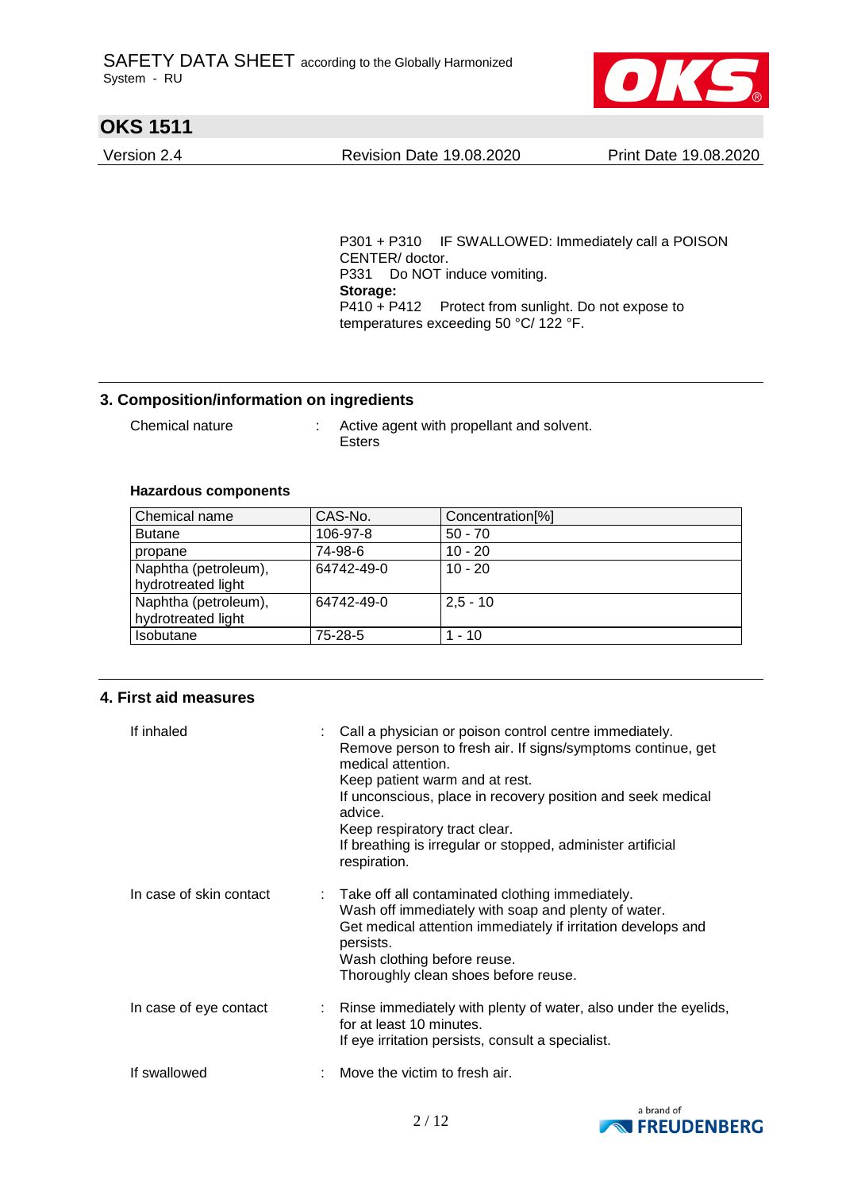P301 + P310 IF SWALLOWED: Immediately call a POISON CENTER/ doctor.
P331 Do NOT induce vomiting.

**Storage:**

P410 + P412 Protect from sunlight. Do not expose to temperatures exceeding 50 °C/ 122 °F.

## 3. Composition/information on ingredients

Chemical nature : Active agent with propellant and solvent.
Esters

**Hazardous components**

| Chemical name | CAS-No. | Concentration[%] |
|---|---|---|
| Butane | 106-97-8 | 50 - 70 |
| propane | 74-98-6 | 10 - 20 |
| Naphtha (petroleum), hydrotreated light | 64742-49-0 | 10 - 20 |
| Naphtha (petroleum), hydrotreated light | 64742-49-0 | 2,5 - 10 |
| Isobutane | 75-28-5 | 1 - 10 |

## 4. First aid measures

If inhaled : Call a physician or poison control centre immediately.
Remove person to fresh air. If signs/symptoms continue, get medical attention.
Keep patient warm and at rest.
If unconscious, place in recovery position and seek medical advice.
Keep respiratory tract clear.
If breathing is irregular or stopped, administer artificial respiration.

In case of skin contact : Take off all contaminated clothing immediately.
Wash off immediately with soap and plenty of water.
Get medical attention immediately if irritation develops and persists.
Wash clothing before reuse.
Thoroughly clean shoes before reuse.

In case of eye contact : Rinse immediately with plenty of water, also under the eyelids, for at least 10 minutes.
If eye irritation persists, consult a specialist.

If swallowed : Move the victim to fresh air.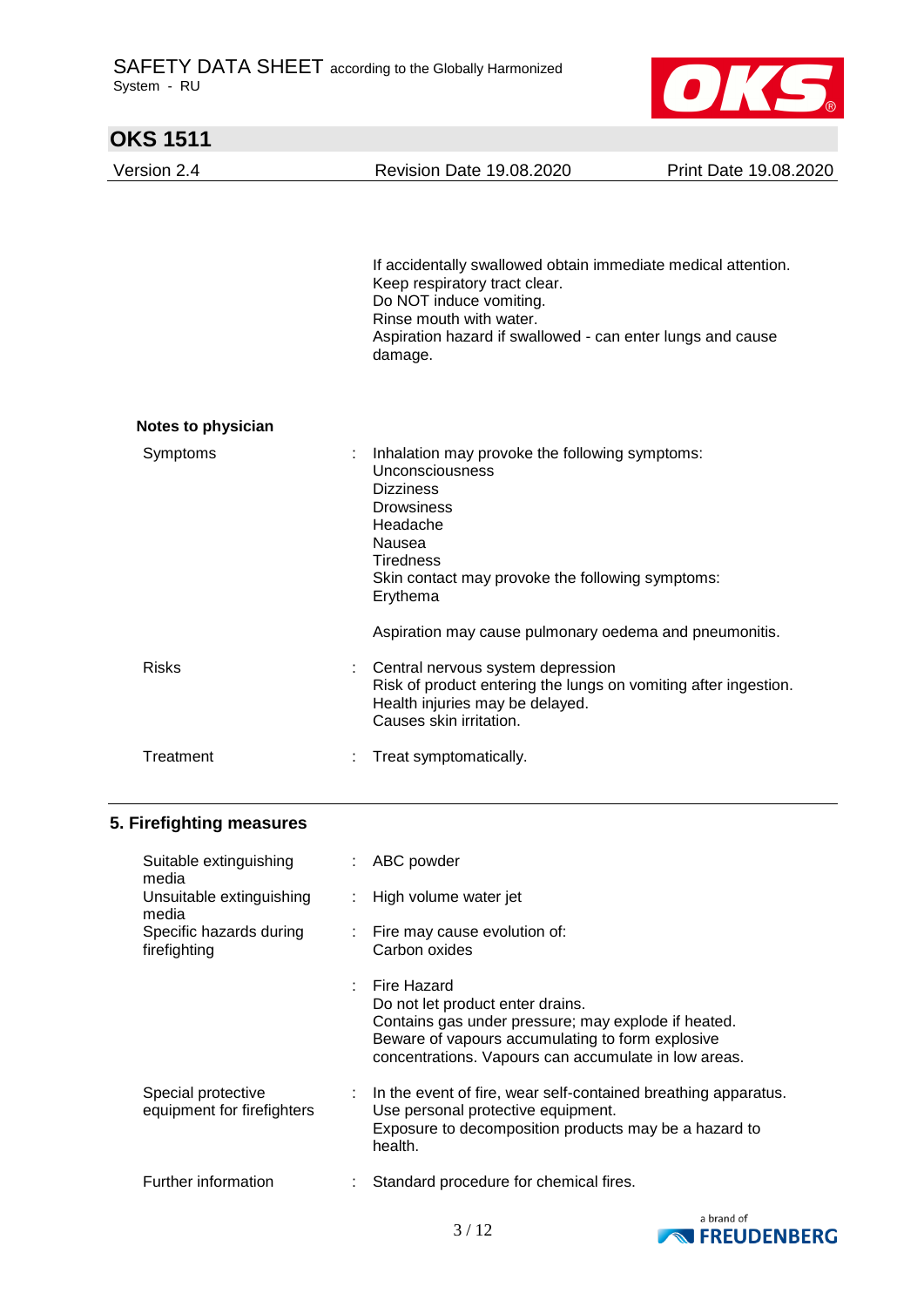If accidentally swallowed obtain immediate medical attention.
Keep respiratory tract clear.
Do NOT induce vomiting.
Rinse mouth with water.
Aspiration hazard if swallowed - can enter lungs and cause damage.

**Notes to physician**

| | | |
|---|---|---|
| Symptoms | : | Inhalation may provoke the following symptoms:<br>Unconsciousness<br>Dizziness<br>Drowsiness<br>Headache<br>Nausea<br>Tiredness<br>Skin contact may provoke the following symptoms:<br>Erythema<br><br>Aspiration may cause pulmonary oedema and pneumonitis. |
| Risks | : | Central nervous system depression<br>Risk of product entering the lungs on vomiting after ingestion.<br>Health injuries may be delayed.<br>Causes skin irritation. |
| Treatment | : | Treat symptomatically. |

## 5. Firefighting measures

| | | |
|---|---|---|
| Suitable extinguishing media | : | ABC powder |
| Unsuitable extinguishing media | : | High volume water jet |
| Specific hazards during firefighting | : | Fire may cause evolution of:<br>Carbon oxides |
| | : | Fire Hazard<br>Do not let product enter drains.<br>Contains gas under pressure; may explode if heated.<br>Beware of vapours accumulating to form explosive concentrations. Vapours can accumulate in low areas. |
| Special protective equipment for firefighters | : | In the event of fire, wear self-contained breathing apparatus.<br>Use personal protective equipment.<br>Exposure to decomposition products may be a hazard to health. |
| Further information | : | Standard procedure for chemical fires. |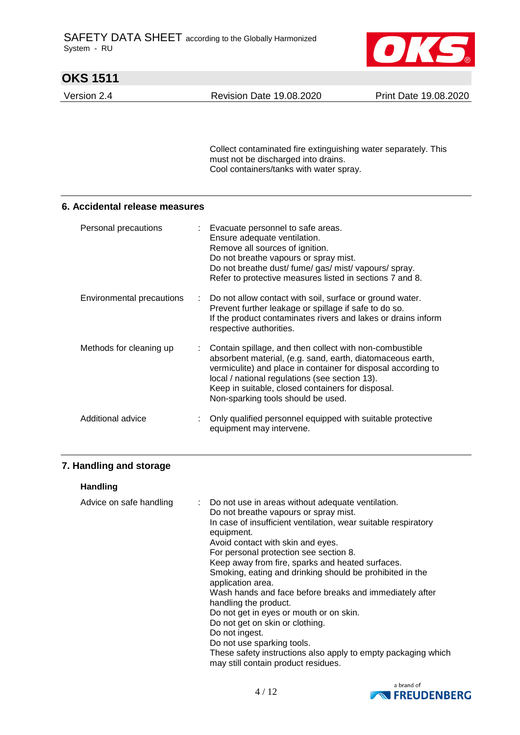Collect contaminated fire extinguishing water separately. This must not be discharged into drains.
Cool containers/tanks with water spray.

## 6. Accidental release measures

| | |
|---|---|
| Personal precautions | : Evacuate personnel to safe areas.<br>Ensure adequate ventilation.<br>Remove all sources of ignition.<br>Do not breathe vapours or spray mist.<br>Do not breathe dust/ fume/ gas/ mist/ vapours/ spray.<br>Refer to protective measures listed in sections 7 and 8. |
| Environmental precautions | : Do not allow contact with soil, surface or ground water.<br>Prevent further leakage or spillage if safe to do so.<br>If the product contaminates rivers and lakes or drains inform respective authorities. |
| Methods for cleaning up | : Contain spillage, and then collect with non-combustible absorbent material, (e.g. sand, earth, diatomaceous earth, vermiculite) and place in container for disposal according to local / national regulations (see section 13).<br>Keep in suitable, closed containers for disposal.<br>Non-sparking tools should be used. |
| Additional advice | : Only qualified personnel equipped with suitable protective equipment may intervene. |

## 7. Handling and storage

### Handling

| | |
|---|---|
| Advice on safe handling | : Do not use in areas without adequate ventilation.<br>Do not breathe vapours or spray mist.<br>In case of insufficient ventilation, wear suitable respiratory equipment.<br>Avoid contact with skin and eyes.<br>For personal protection see section 8.<br>Keep away from fire, sparks and heated surfaces.<br>Smoking, eating and drinking should be prohibited in the application area.<br>Wash hands and face before breaks and immediately after handling the product.<br>Do not get in eyes or mouth or on skin.<br>Do not get on skin or clothing.<br>Do not ingest.<br>Do not use sparking tools.<br>These safety instructions also apply to empty packaging which may still contain product residues. |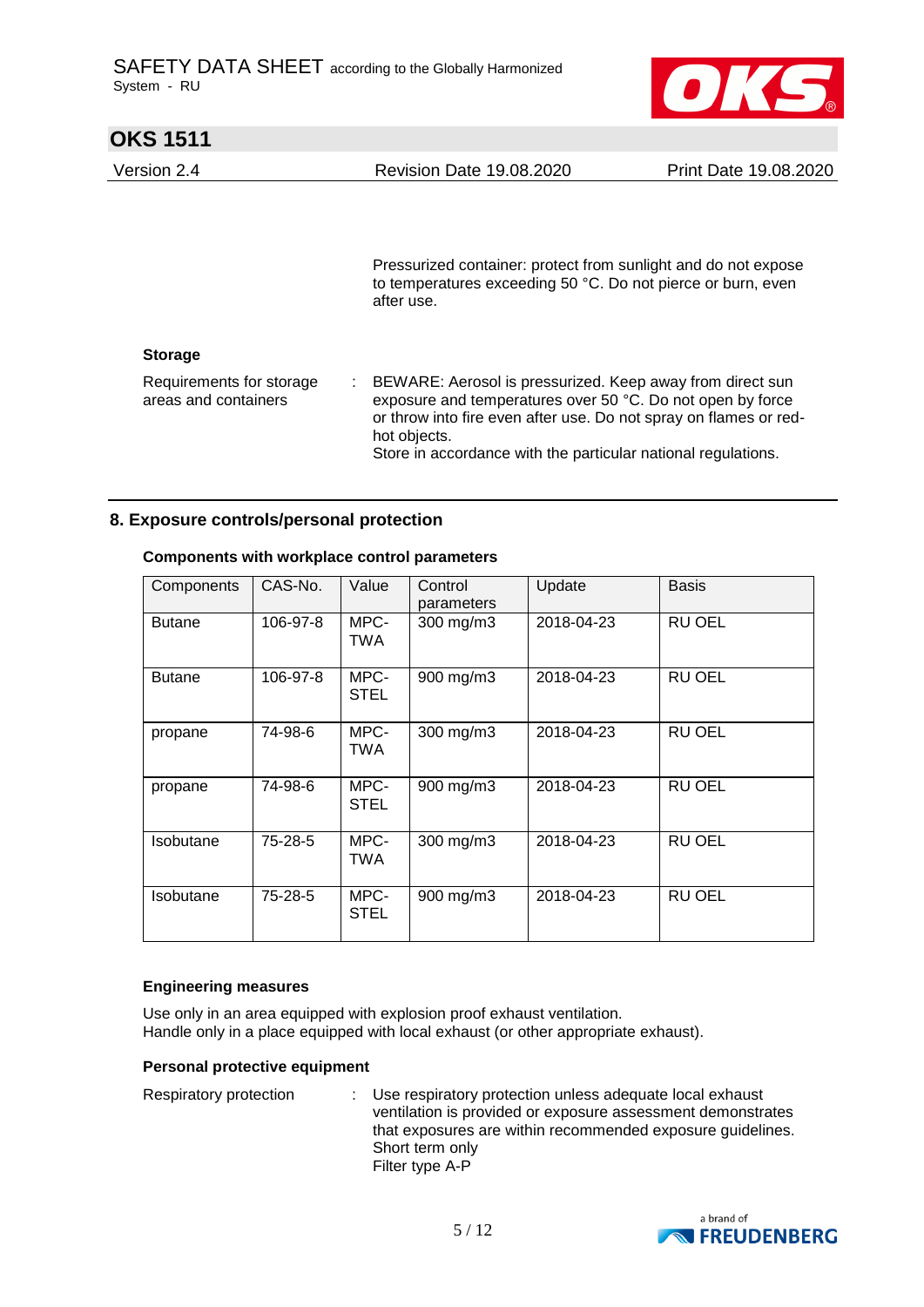Pressurized container: protect from sunlight and do not expose to temperatures exceeding 50 °C. Do not pierce or burn, even after use.

**Storage**

Requirements for storage areas and containers : BEWARE: Aerosol is pressurized. Keep away from direct sun exposure and temperatures over 50 °C. Do not open by force or throw into fire even after use. Do not spray on flames or red-hot objects.
Store in accordance with the particular national regulations.

## 8. Exposure controls/personal protection

**Components with workplace control parameters**

| Components | CAS-No. | Value | Control parameters | Update | Basis |
|---|---|---|---|---|---|
| Butane | 106-97-8 | MPC-TWA | 300 mg/m3 | 2018-04-23 | RU OEL |
| Butane | 106-97-8 | MPC-STEL | 900 mg/m3 | 2018-04-23 | RU OEL |
| propane | 74-98-6 | MPC-TWA | 300 mg/m3 | 2018-04-23 | RU OEL |
| propane | 74-98-6 | MPC-STEL | 900 mg/m3 | 2018-04-23 | RU OEL |
| Isobutane | 75-28-5 | MPC-TWA | 300 mg/m3 | 2018-04-23 | RU OEL |
| Isobutane | 75-28-5 | MPC-STEL | 900 mg/m3 | 2018-04-23 | RU OEL |

**Engineering measures**

Use only in an area equipped with explosion proof exhaust ventilation.
Handle only in a place equipped with local exhaust (or other appropriate exhaust).

**Personal protective equipment**

Respiratory protection : Use respiratory protection unless adequate local exhaust ventilation is provided or exposure assessment demonstrates that exposures are within recommended exposure guidelines.
Short term only
Filter type A-P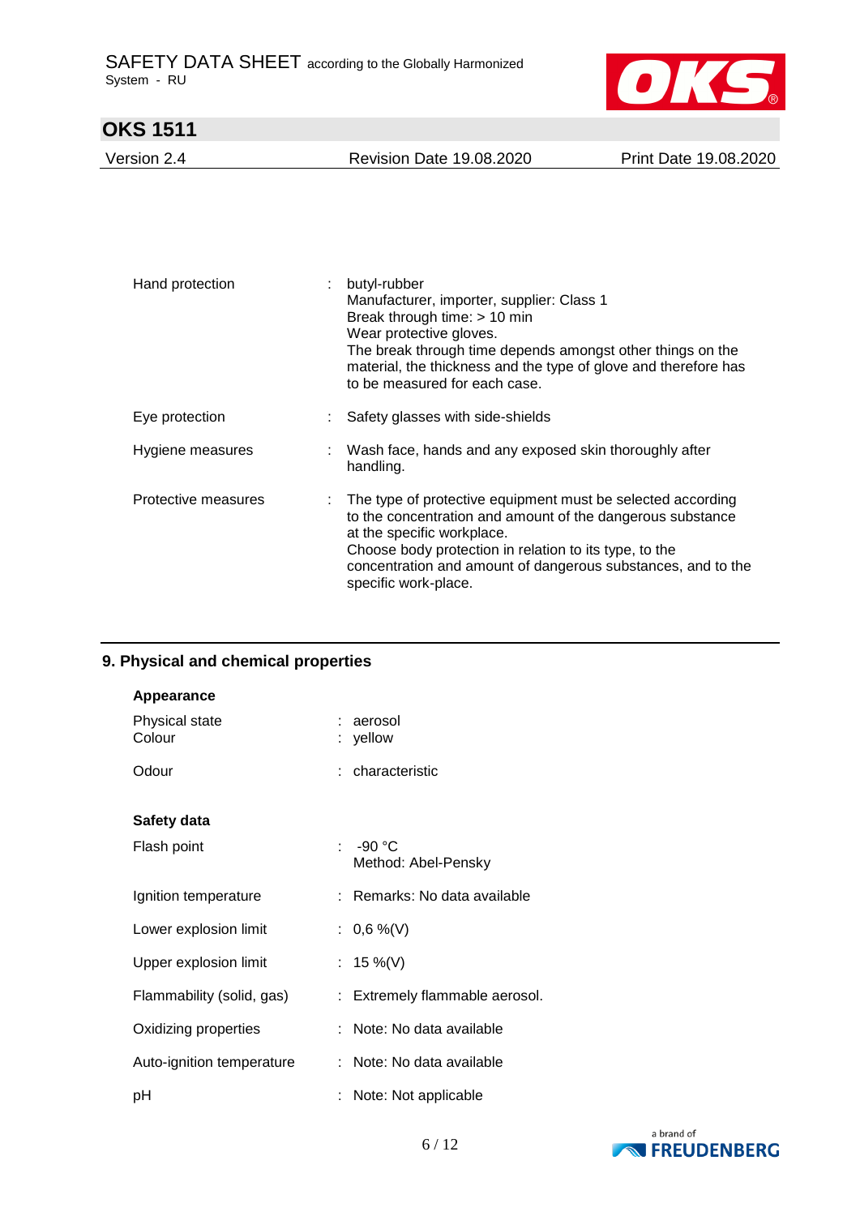| | |
|---|---|
| Hand protection | : butyl-rubber<br>Manufacturer, importer, supplier: Class 1<br>Break through time: > 10 min<br>Wear protective gloves.<br>The break through time depends amongst other things on the material, the thickness and the type of glove and therefore has to be measured for each case. |
| Eye protection | : Safety glasses with side-shields |
| Hygiene measures | : Wash face, hands and any exposed skin thoroughly after handling. |
| Protective measures | : The type of protective equipment must be selected according to the concentration and amount of the dangerous substance at the specific workplace.<br>Choose body protection in relation to its type, to the concentration and amount of dangerous substances, and to the specific work-place. |

## 9. Physical and chemical properties

**Appearance**

| | |
|---|---|
| Physical state | : aerosol |
| Colour | : yellow |
| Odour | : characteristic |

**Safety data**

| | |
|---|---|
| Flash point | : -90 °C<br>Method: Abel-Pensky |
| Ignition temperature | : Remarks: No data available |
| Lower explosion limit | : 0,6 %(V) |
| Upper explosion limit | : 15 %(V) |
| Flammability (solid, gas) | : Extremely flammable aerosol. |
| Oxidizing properties | : Note: No data available |
| Auto-ignition temperature | : Note: No data available |
| pH | : Note: Not applicable |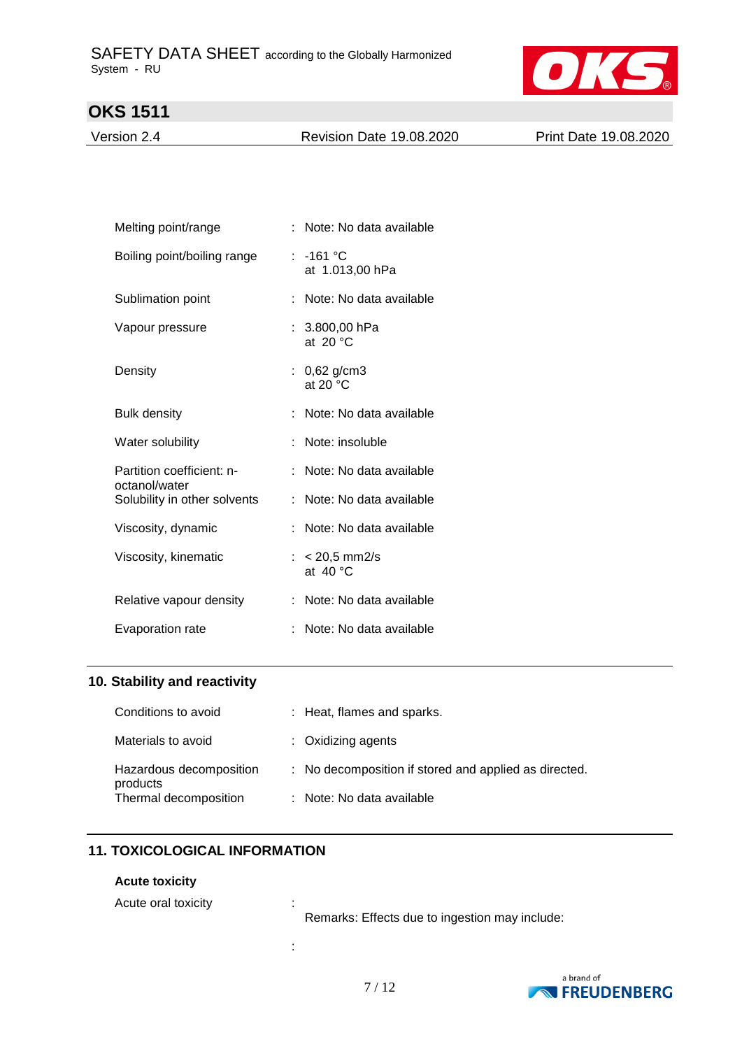| | | |
|---|---|---|
| Melting point/range | : | Note: No data available |
| Boiling point/boiling range | : | -161 °C<br>at 1.013,00 hPa |
| Sublimation point | : | Note: No data available |
| Vapour pressure | : | 3.800,00 hPa<br>at 20 °C |
| Density | : | 0,62 g/cm3<br>at 20 °C |
| Bulk density | : | Note: No data available |
| Water solubility | : | Note: insoluble |
| Partition coefficient: n-octanol/water | : | Note: No data available |
| Solubility in other solvents | : | Note: No data available |
| Viscosity, dynamic | : | Note: No data available |
| Viscosity, kinematic | : | < 20,5 mm2/s<br>at 40 °C |
| Relative vapour density | : | Note: No data available |
| Evaporation rate | : | Note: No data available |

## 10. Stability and reactivity

| | | |
|---|---|---|
| Conditions to avoid | : | Heat, flames and sparks. |
| Materials to avoid | : | Oxidizing agents |
| Hazardous decomposition products | : | No decomposition if stored and applied as directed. |
| Thermal decomposition | : | Note: No data available |

## 11. TOXICOLOGICAL INFORMATION

**Acute toxicity**

Acute oral toxicity :

Remarks: Effects due to ingestion may include:

: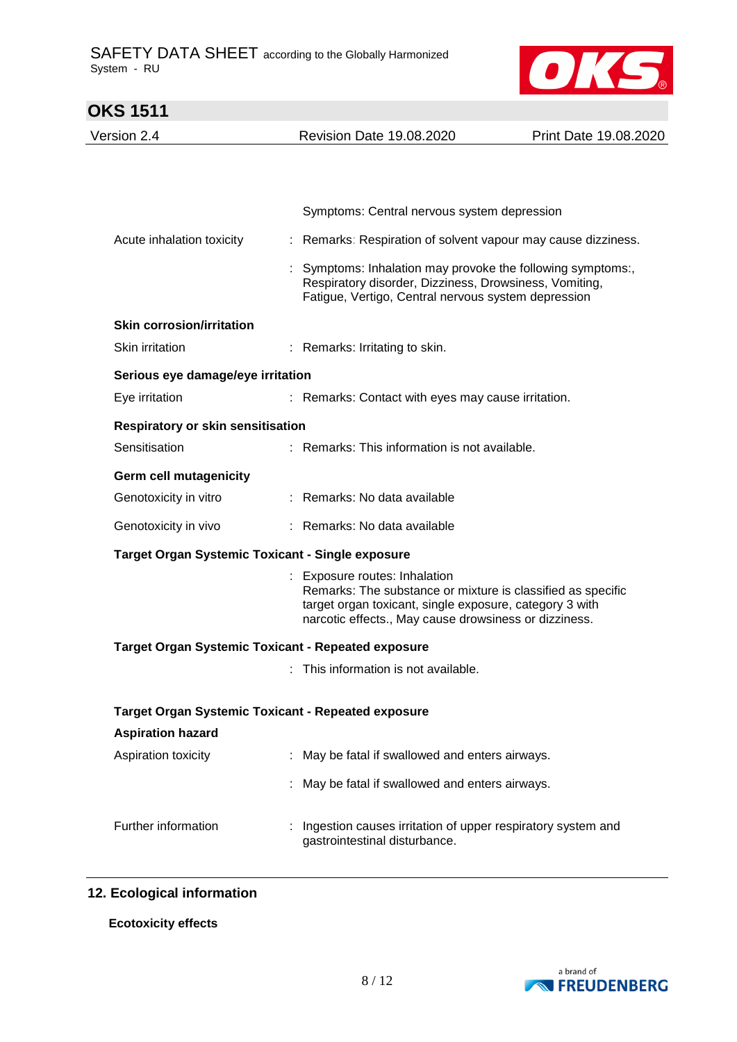Symptoms: Central nervous system depression

Acute inhalation toxicity : Remarks: Respiration of solvent vapour may cause dizziness.

: Symptoms: Inhalation may provoke the following symptoms:, Respiratory disorder, Dizziness, Drowsiness, Vomiting, Fatigue, Vertigo, Central nervous system depression

**Skin corrosion/irritation**

Skin irritation : Remarks: Irritating to skin.

**Serious eye damage/eye irritation**

Eye irritation : Remarks: Contact with eyes may cause irritation.

**Respiratory or skin sensitisation**

Sensitisation : Remarks: This information is not available.

**Germ cell mutagenicity**

Genotoxicity in vitro : Remarks: No data available

Genotoxicity in vivo : Remarks: No data available

**Target Organ Systemic Toxicant - Single exposure**

: Exposure routes: Inhalation
Remarks: The substance or mixture is classified as specific target organ toxicant, single exposure, category 3 with narcotic effects., May cause drowsiness or dizziness.

**Target Organ Systemic Toxicant - Repeated exposure**

: This information is not available.

**Target Organ Systemic Toxicant - Repeated exposure**

**Aspiration hazard**

Aspiration toxicity : May be fatal if swallowed and enters airways.

: May be fatal if swallowed and enters airways.

Further information : Ingestion causes irritation of upper respiratory system and gastrointestinal disturbance.

## 12. Ecological information

**Ecotoxicity effects**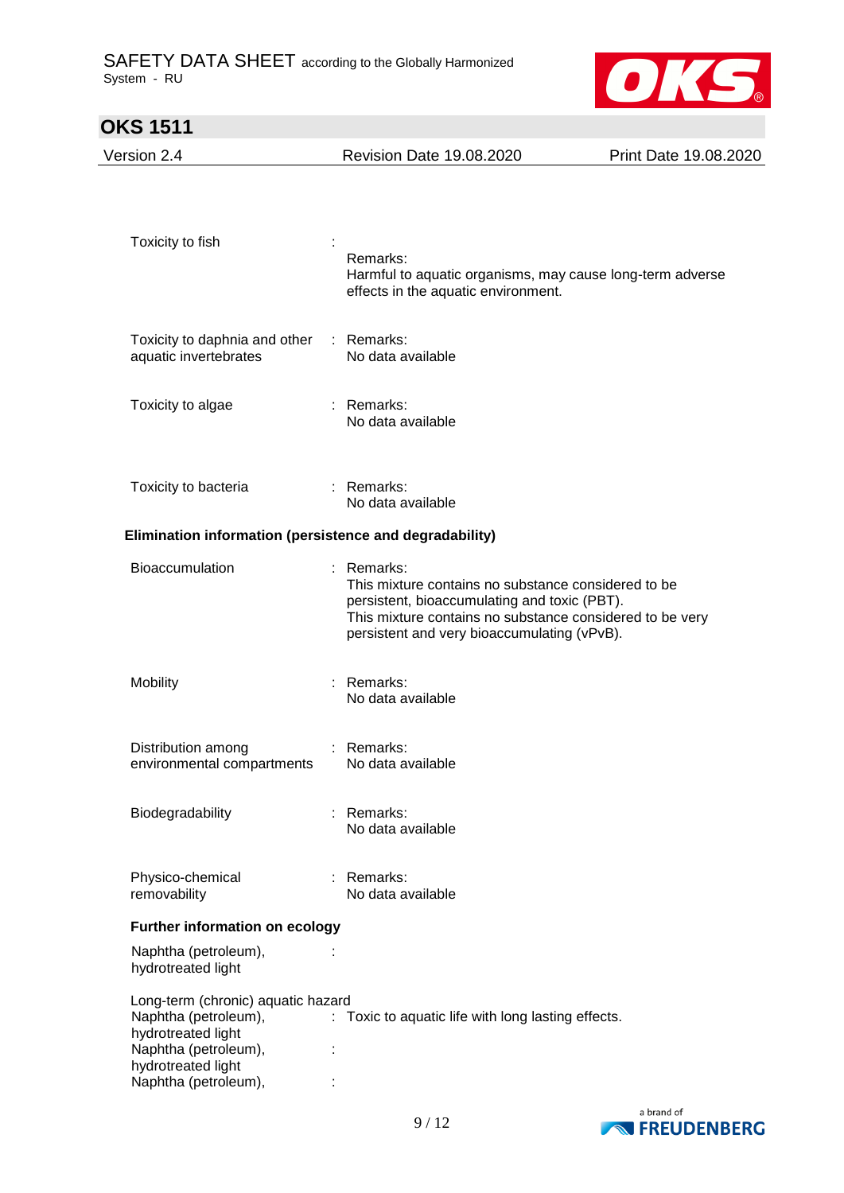| | | |
|---|---|---|
| Toxicity to fish | : | Remarks:<br>Harmful to aquatic organisms, may cause long-term adverse effects in the aquatic environment. |
| Toxicity to daphnia and other aquatic invertebrates | : | Remarks:<br>No data available |
| Toxicity to algae | : | Remarks:<br>No data available |
| Toxicity to bacteria | : | Remarks:<br>No data available |

**Elimination information (persistence and degradability)**

| | | |
|---|---|---|
| Bioaccumulation | : | Remarks:<br>This mixture contains no substance considered to be persistent, bioaccumulating and toxic (PBT).<br>This mixture contains no substance considered to be very persistent and very bioaccumulating (vPvB). |
| Mobility | : | Remarks:<br>No data available |
| Distribution among environmental compartments | : | Remarks:<br>No data available |
| Biodegradability | : | Remarks:<br>No data available |
| Physico-chemical removability | : | Remarks:<br>No data available |

**Further information on ecology**

| | | |
|---|---|---|
| Naphtha (petroleum), hydrotreated light | : | |

Long-term (chronic) aquatic hazard

| | | |
|---|---|---|
| Naphtha (petroleum), hydrotreated light | : | Toxic to aquatic life with long lasting effects. |
| Naphtha (petroleum), hydrotreated light | : | |
| Naphtha (petroleum), | : | |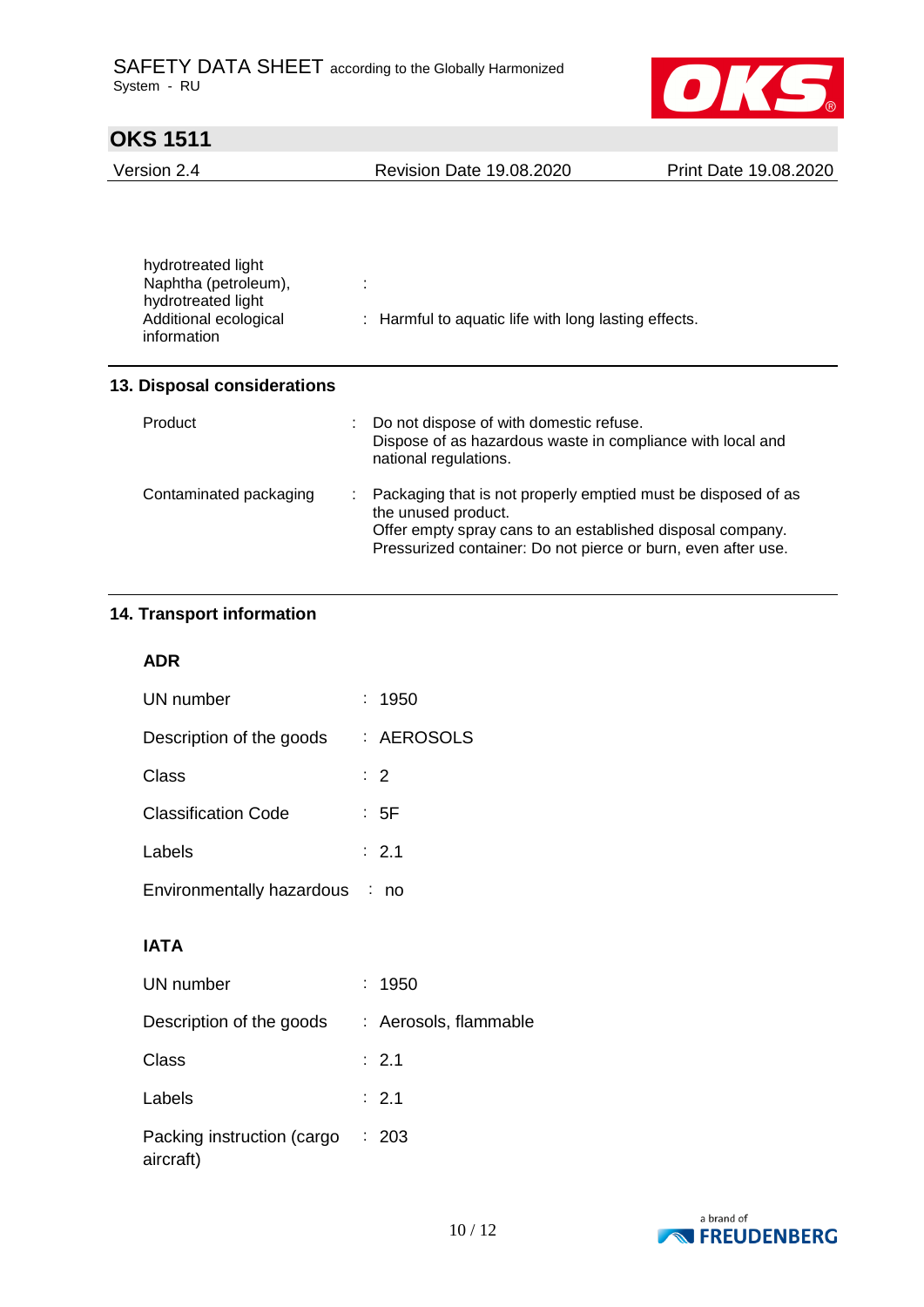hydrotreated light Naphtha (petroleum), hydrotreated light :

Additional ecological information : Harmful to aquatic life with long lasting effects.

## 13. Disposal considerations

| | |
|---|---|
| Product | : Do not dispose of with domestic refuse.<br>Dispose of as hazardous waste in compliance with local and national regulations. |
| Contaminated packaging | : Packaging that is not properly emptied must be disposed of as the unused product.<br>Offer empty spray cans to an established disposal company.<br>Pressurized container: Do not pierce or burn, even after use. |

## 14. Transport information

### ADR

| | |
|---|---|
| UN number | : 1950 |
| Description of the goods | : AEROSOLS |
| Class | : 2 |
| Classification Code | : 5F |
| Labels | : 2.1 |
| Environmentally hazardous | : no |

### IATA

| | |
|---|---|
| UN number | : 1950 |
| Description of the goods | : Aerosols, flammable |
| Class | : 2.1 |
| Labels | : 2.1 |
| Packing instruction (cargo aircraft) | : 203 |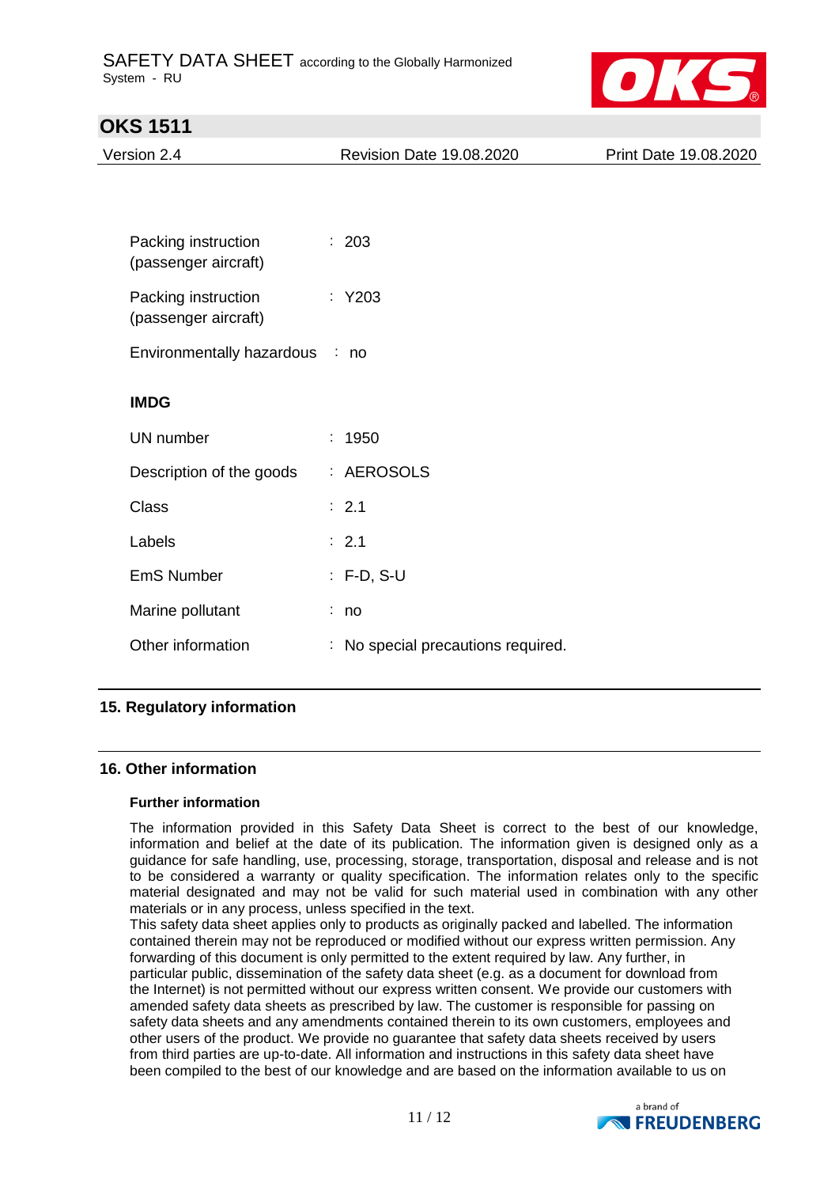Packing instruction (passenger aircraft) : 203

Packing instruction (passenger aircraft) : Y203

Environmentally hazardous : no

**IMDG**

UN number : 1950

Description of the goods : AEROSOLS

Class : 2.1

Labels : 2.1

EmS Number : F-D, S-U

Marine pollutant : no

Other information : No special precautions required.

## 15. Regulatory information

## 16. Other information

**Further information**

The information provided in this Safety Data Sheet is correct to the best of our knowledge, information and belief at the date of its publication. The information given is designed only as a guidance for safe handling, use, processing, storage, transportation, disposal and release and is not to be considered a warranty or quality specification. The information relates only to the specific material designated and may not be valid for such material used in combination with any other materials or in any process, unless specified in the text.
This safety data sheet applies only to products as originally packed and labelled. The information contained therein may not be reproduced or modified without our express written permission. Any forwarding of this document is only permitted to the extent required by law. Any further, in particular public, dissemination of the safety data sheet (e.g. as a document for download from the Internet) is not permitted without our express written consent. We provide our customers with amended safety data sheets as prescribed by law. The customer is responsible for passing on safety data sheets and any amendments contained therein to its own customers, employees and other users of the product. We provide no guarantee that safety data sheets received by users from third parties are up-to-date. All information and instructions in this safety data sheet have been compiled to the best of our knowledge and are based on the information available to us on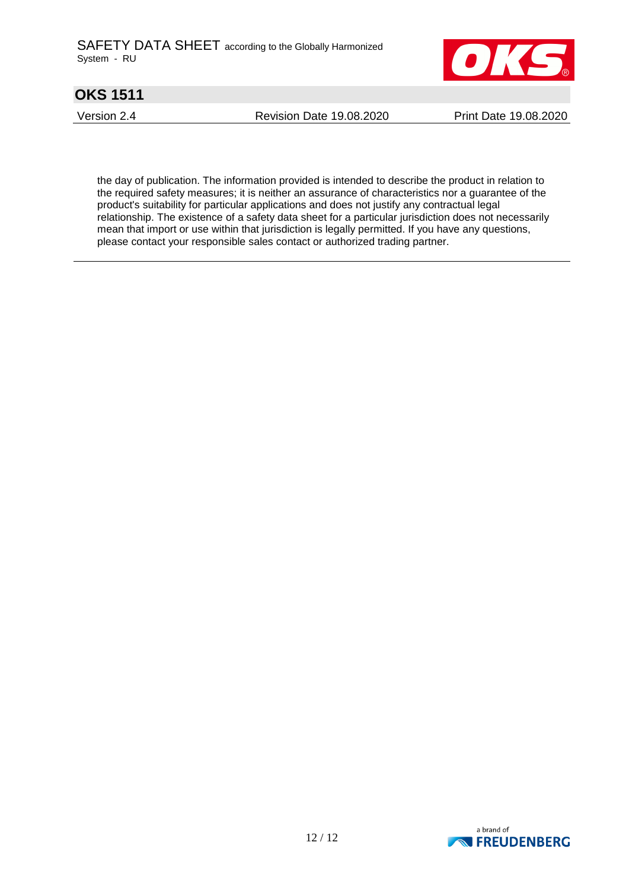the day of publication. The information provided is intended to describe the product in relation to the required safety measures; it is neither an assurance of characteristics nor a guarantee of the product's suitability for particular applications and does not justify any contractual legal relationship. The existence of a safety data sheet for a particular jurisdiction does not necessarily mean that import or use within that jurisdiction is legally permitted. If you have any questions, please contact your responsible sales contact or authorized trading partner.